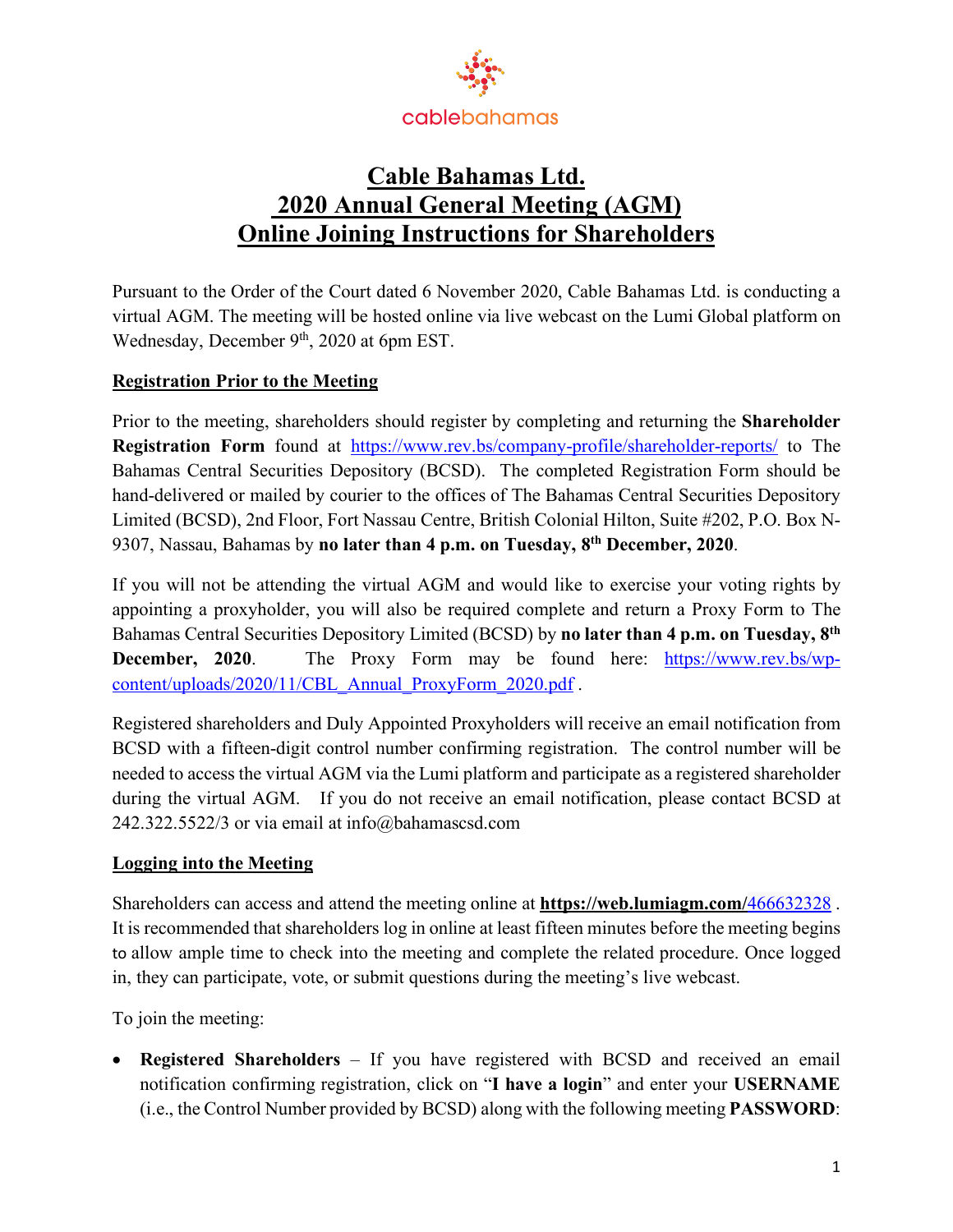cablebahamas

# Cable Bahamas Ltd.
# 2020 Annual General Meeting (AGM)
# Online Joining Instructions for Shareholders

Pursuant to the Order of the Court dated 6 November 2020, Cable Bahamas Ltd. is conducting a virtual AGM. The meeting will be hosted online via live webcast on the Lumi Global platform on Wednesday, December 9th, 2020 at 6pm EST.

## Registration Prior to the Meeting

Prior to the meeting, shareholders should register by completing and returning the **Shareholder Registration Form** found at https://www.rev.bs/company-profile/shareholder-reports/ to The Bahamas Central Securities Depository (BCSD). The completed Registration Form should be hand-delivered or mailed by courier to the offices of The Bahamas Central Securities Depository Limited (BCSD), 2nd Floor, Fort Nassau Centre, British Colonial Hilton, Suite #202, P.O. Box N-9307, Nassau, Bahamas by **no later than 4 p.m. on Tuesday, 8th December, 2020**.

If you will not be attending the virtual AGM and would like to exercise your voting rights by appointing a proxyholder, you will also be required complete and return a Proxy Form to The Bahamas Central Securities Depository Limited (BCSD) by **no later than 4 p.m. on Tuesday, 8th December, 2020**. The Proxy Form may be found here: https://www.rev.bs/wp-content/uploads/2020/11/CBL_Annual_ProxyForm_2020.pdf .

Registered shareholders and Duly Appointed Proxyholders will receive an email notification from BCSD with a fifteen-digit control number confirming registration. The control number will be needed to access the virtual AGM via the Lumi platform and participate as a registered shareholder during the virtual AGM. If you do not receive an email notification, please contact BCSD at 242.322.5522/3 or via email at info@bahamascsd.com

## Logging into the Meeting

Shareholders can access and attend the meeting online at **https://web.lumiagm.com/**466632328 . It is recommended that shareholders log in online at least fifteen minutes before the meeting begins to allow ample time to check into the meeting and complete the related procedure. Once logged in, they can participate, vote, or submit questions during the meeting's live webcast.

To join the meeting:

- **Registered Shareholders** – If you have registered with BCSD and received an email notification confirming registration, click on "**I have a login**" and enter your **USERNAME** (i.e., the Control Number provided by BCSD) along with the following meeting **PASSWORD**: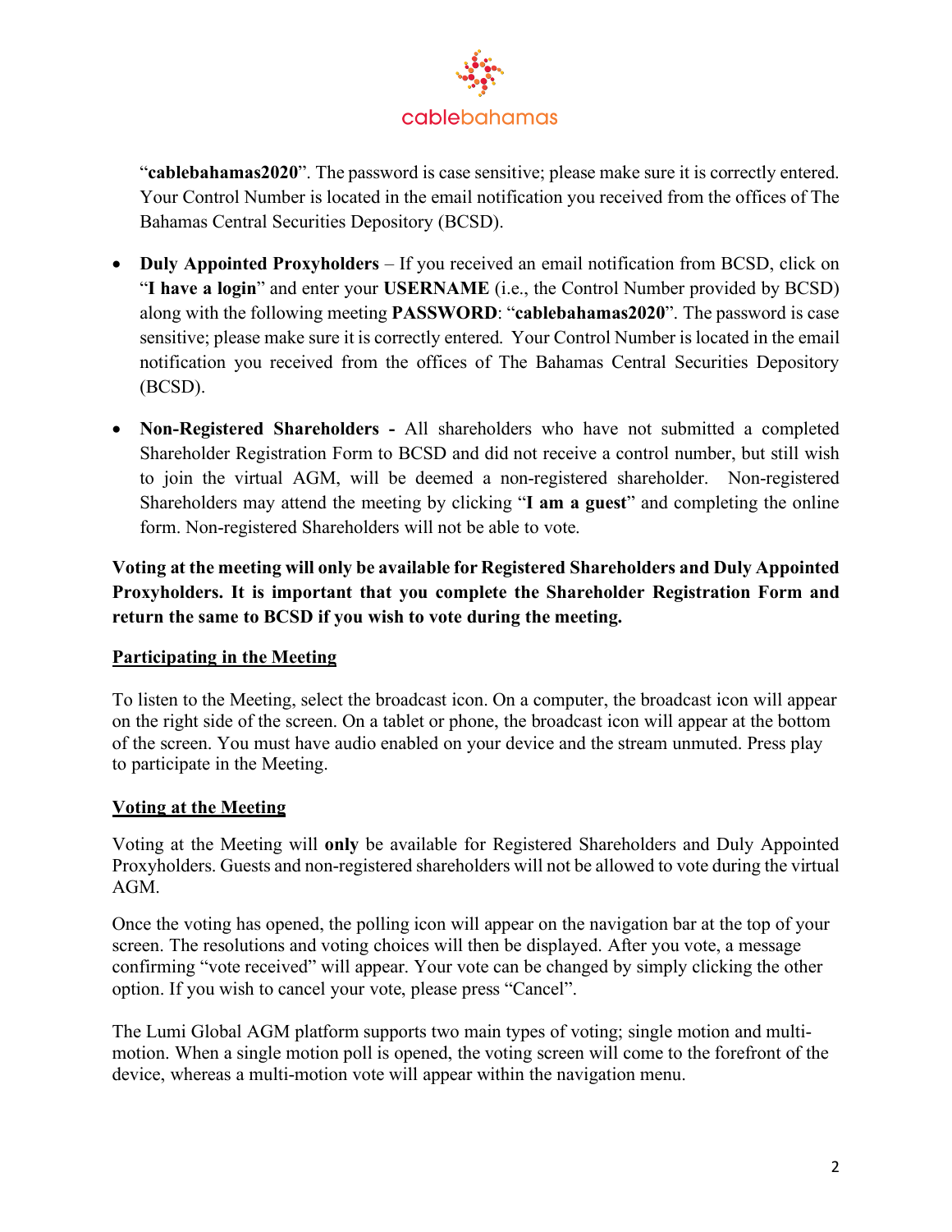"**cablebahamas2020**". The password is case sensitive; please make sure it is correctly entered. Your Control Number is located in the email notification you received from the offices of The Bahamas Central Securities Depository (BCSD).

- **Duly Appointed Proxyholders** – If you received an email notification from BCSD, click on "**I have a login**" and enter your **USERNAME** (i.e., the Control Number provided by BCSD) along with the following meeting **PASSWORD**: "**cablebahamas2020**". The password is case sensitive; please make sure it is correctly entered. Your Control Number is located in the email notification you received from the offices of The Bahamas Central Securities Depository (BCSD).

- **Non-Registered Shareholders -** All shareholders who have not submitted a completed Shareholder Registration Form to BCSD and did not receive a control number, but still wish to join the virtual AGM, will be deemed a non-registered shareholder. Non-registered Shareholders may attend the meeting by clicking "**I am a guest**" and completing the online form. Non-registered Shareholders will not be able to vote.

**Voting at the meeting will only be available for Registered Shareholders and Duly Appointed Proxyholders. It is important that you complete the Shareholder Registration Form and return the same to BCSD if you wish to vote during the meeting.**

## Participating in the Meeting

To listen to the Meeting, select the broadcast icon. On a computer, the broadcast icon will appear on the right side of the screen. On a tablet or phone, the broadcast icon will appear at the bottom of the screen. You must have audio enabled on your device and the stream unmuted. Press play to participate in the Meeting.

## Voting at the Meeting

Voting at the Meeting will **only** be available for Registered Shareholders and Duly Appointed Proxyholders. Guests and non-registered shareholders will not be allowed to vote during the virtual AGM.

Once the voting has opened, the polling icon will appear on the navigation bar at the top of your screen. The resolutions and voting choices will then be displayed. After you vote, a message confirming "vote received" will appear. Your vote can be changed by simply clicking the other option. If you wish to cancel your vote, please press "Cancel".

The Lumi Global AGM platform supports two main types of voting; single motion and multi-motion. When a single motion poll is opened, the voting screen will come to the forefront of the device, whereas a multi-motion vote will appear within the navigation menu.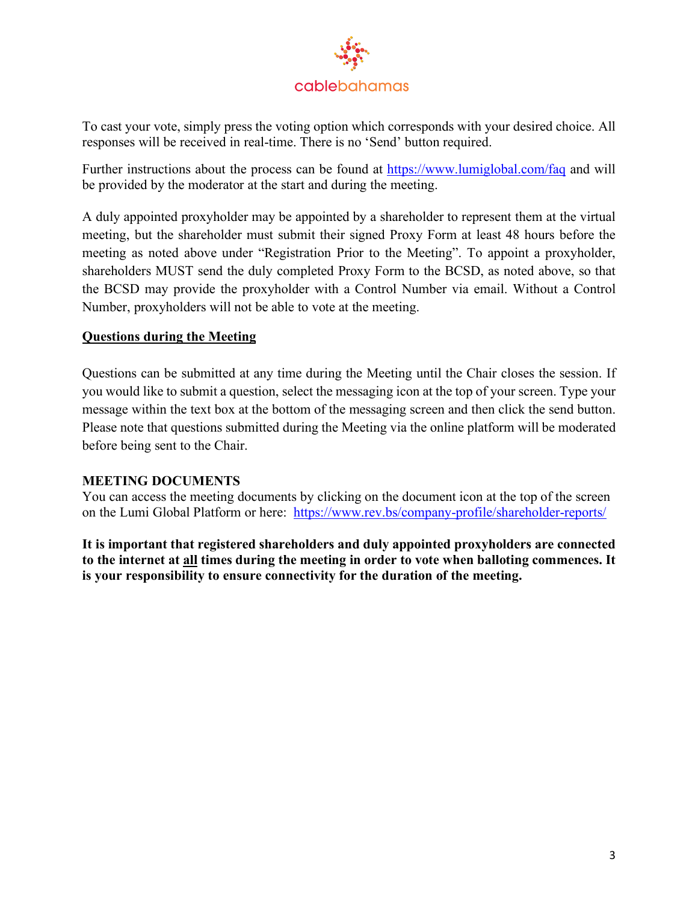To cast your vote, simply press the voting option which corresponds with your desired choice. All responses will be received in real-time. There is no 'Send' button required.

Further instructions about the process can be found at [https://www.lumiglobal.com/faq](https://www.lumiglobal.com/faq) and will be provided by the moderator at the start and during the meeting.

A duly appointed proxyholder may be appointed by a shareholder to represent them at the virtual meeting, but the shareholder must submit their signed Proxy Form at least 48 hours before the meeting as noted above under "Registration Prior to the Meeting". To appoint a proxyholder, shareholders MUST send the duly completed Proxy Form to the BCSD, as noted above, so that the BCSD may provide the proxyholder with a Control Number via email. Without a Control Number, proxyholders will not be able to vote at the meeting.

## <u>Questions during the Meeting</u>

Questions can be submitted at any time during the Meeting until the Chair closes the session. If you would like to submit a question, select the messaging icon at the top of your screen. Type your message within the text box at the bottom of the messaging screen and then click the send button. Please note that questions submitted during the Meeting via the online platform will be moderated before being sent to the Chair.

## MEETING DOCUMENTS

You can access the meeting documents by clicking on the document icon at the top of the screen on the Lumi Global Platform or here: [https://www.rev.bs/company-profile/shareholder-reports/](https://www.rev.bs/company-profile/shareholder-reports/)

**It is important that registered shareholders and duly appointed proxyholders are connected to the internet at <u>all</u> times during the meeting in order to vote when balloting commences. It is your responsibility to ensure connectivity for the duration of the meeting.**